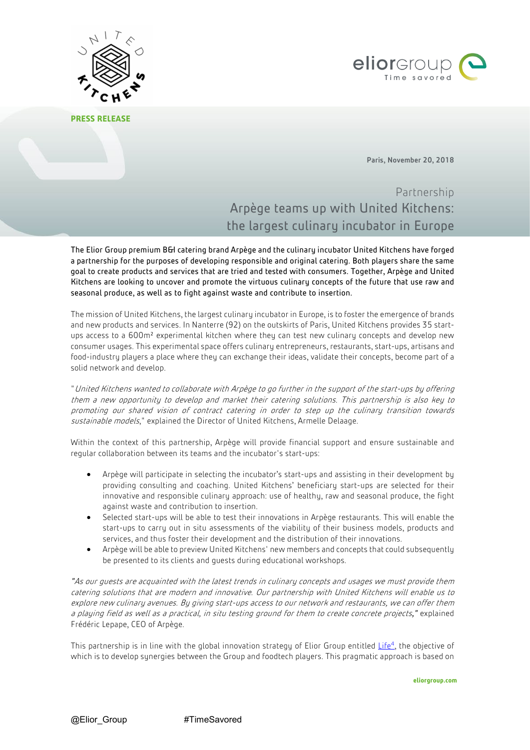**PRESS RELEASE**

Paris, November 20, 2018

Partnership

# Arpège teams up with United Kitchens: the largest culinary incubator in Europe

The Elior Group premium B&I catering brand Arpège and the culinary incubator United Kitchens have forged a partnership for the purposes of developing responsible and original catering. Both players share the same goal to create products and services that are tried and tested with consumers. Together, Arpège and United Kitchens are looking to uncover and promote the virtuous culinary concepts of the future that use raw and seasonal produce, as well as to fight against waste and contribute to insertion.

The mission of United Kitchens, the largest culinary incubator in Europe, is to foster the emergence of brands and new products and services. In Nanterre (92) on the outskirts of Paris, United Kitchens provides 35 start-ups access to a 600m² experimental kitchen where they can test new culinary concepts and develop new consumer usages. This experimental space offers culinary entrepreneurs, restaurants, start-ups, artisans and food-industry players a place where they can exchange their ideas, validate their concepts, become part of a solid network and develop.

"*United Kitchens wanted to collaborate with Arpège to go further in the support of the start-ups by offering them a new opportunity to develop and market their catering solutions. This partnership is also key to promoting our shared vision of contract catering in order to step up the culinary transition towards sustainable models*," explained the Director of United Kitchens, Armelle Delaage.

Within the context of this partnership, Arpège will provide financial support and ensure sustainable and regular collaboration between its teams and the incubator's start-ups:

- Arpège will participate in selecting the incubator's start-ups and assisting in their development by providing consulting and coaching. United Kitchens' beneficiary start-ups are selected for their innovative and responsible culinary approach: use of healthy, raw and seasonal produce, the fight against waste and contribution to insertion.
- Selected start-ups will be able to test their innovations in Arpège restaurants. This will enable the start-ups to carry out in situ assessments of the viability of their business models, products and services, and thus foster their development and the distribution of their innovations.
- Arpège will be able to preview United Kitchens' new members and concepts that could subsequently be presented to its clients and guests during educational workshops.

"*As our guests are acquainted with the latest trends in culinary concepts and usages we must provide them catering solutions that are modern and innovative. Our partnership with United Kitchens will enable us to explore new culinary avenues. By giving start-ups access to our network and restaurants, we can offer them a playing field as well as a practical, in situ testing ground for them to create concrete projects*," explained Frédéric Lepape, CEO of Arpège.

This partnership is in line with the global innovation strategy of Elior Group entitled Life[4], the objective of which is to develop synergies between the Group and foodtech players. This pragmatic approach is based on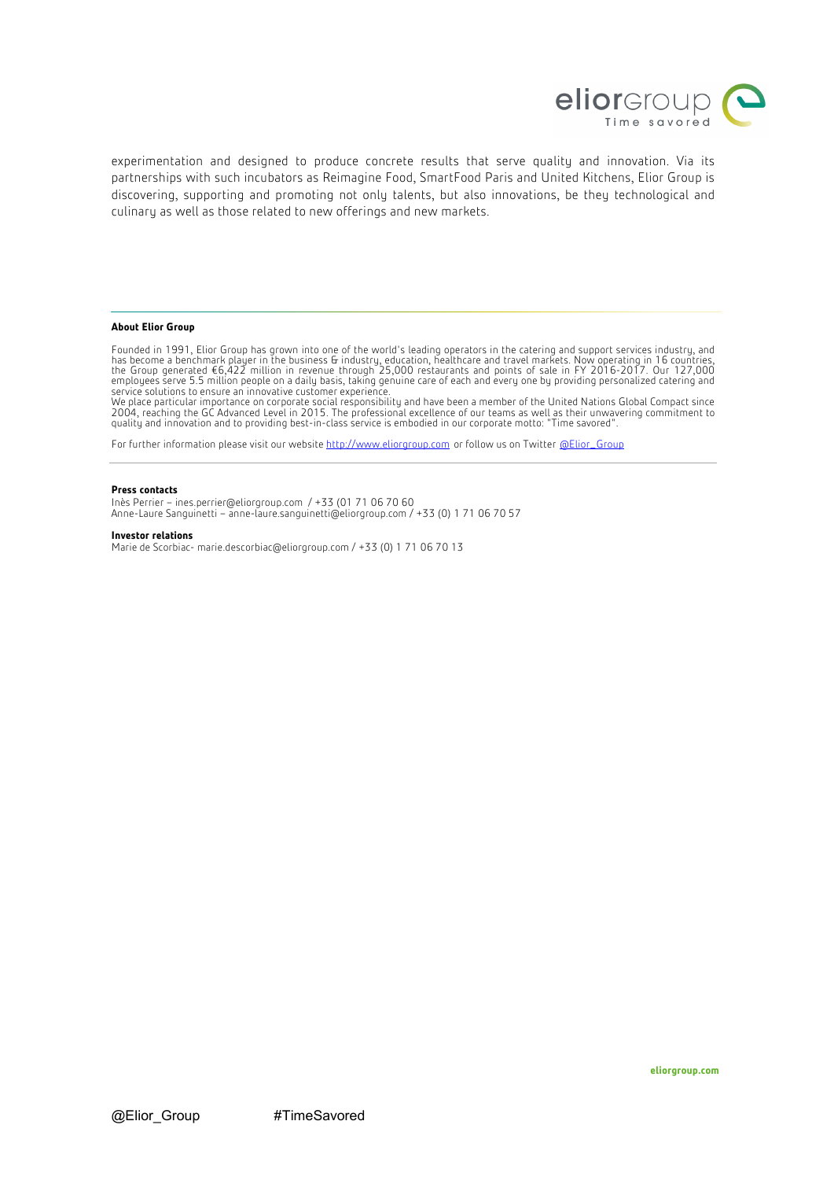experimentation and designed to produce concrete results that serve quality and innovation. Via its partnerships with such incubators as Reimagine Food, SmartFood Paris and United Kitchens, Elior Group is discovering, supporting and promoting not only talents, but also innovations, be they technological and culinary as well as those related to new offerings and new markets.

**About Elior Group**

Founded in 1991, Elior Group has grown into one of the world's leading operators in the catering and support services industry, and has become a benchmark player in the business & industry, education, healthcare and travel markets. Now operating in 16 countries, the Group generated €6,422 million in revenue through 25,000 restaurants and points of sale in FY 2016-2017. Our 127,000 employees serve 5.5 million people on a daily basis, taking genuine care of each and every one by providing personalized catering and service solutions to ensure an innovative customer experience.
We place particular importance on corporate social responsibility and have been a member of the United Nations Global Compact since 2004, reaching the GC Advanced Level in 2015. The professional excellence of our teams as well as their unwavering commitment to quality and innovation and to providing best-in-class service is embodied in our corporate motto: "Time savored".

For further information please visit our website http://www.eliorgroup.com or follow us on Twitter @Elior_Group

**Press contacts**
Inès Perrier – ines.perrier@eliorgroup.com / +33 (01 71 06 70 60
Anne-Laure Sanguinetti – anne-laure.sanguinetti@eliorgroup.com / +33 (0) 1 71 06 70 57

**Investor relations**
Marie de Scorbiac- marie.descorbiac@eliorgroup.com / +33 (0) 1 71 06 70 13